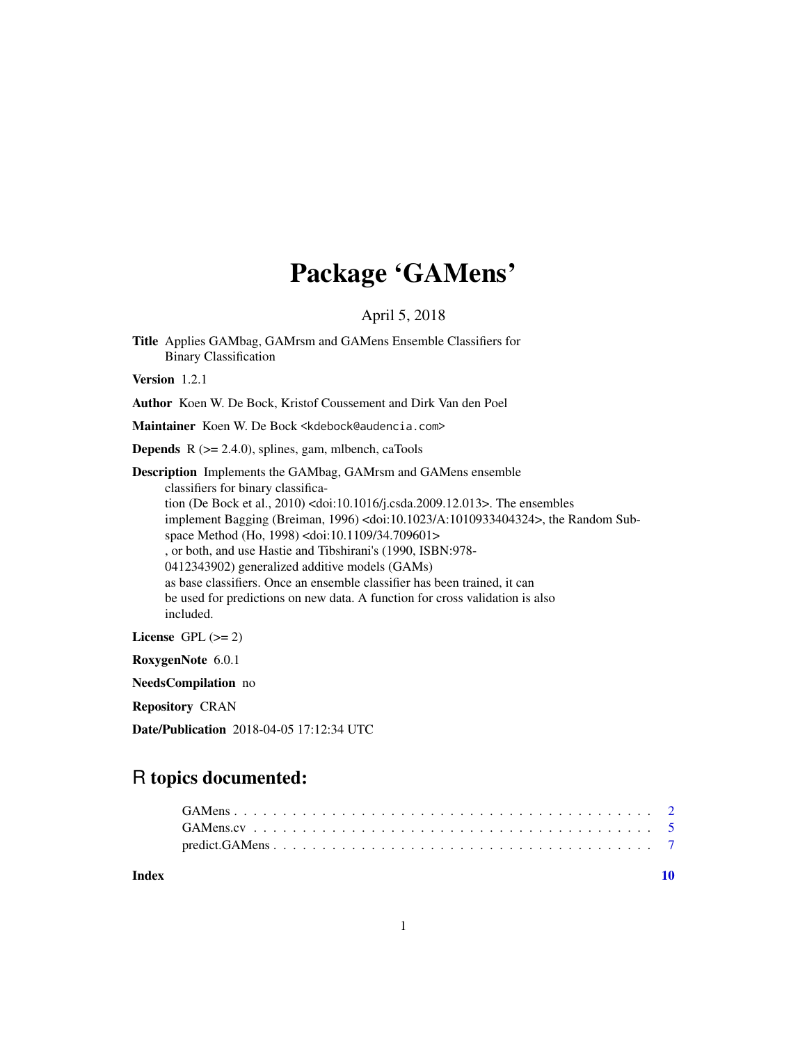# Package 'GAMens'

April 5, 2018

**Title** Applies GAMbag, GAMrsm and GAMens Ensemble Classifiers for Binary Classification

**Version** 1.2.1

**Author** Koen W. De Bock, Kristof Coussement and Dirk Van den Poel

**Maintainer** Koen W. De Bock <kdebock@audencia.com>

**Depends** R (>= 2.4.0), splines, gam, mlbench, caTools

**Description** Implements the GAMbag, GAMrsm and GAMens ensemble classifiers for binary classification (De Bock et al., 2010) <doi:10.1016/j.csda.2009.12.013>. The ensembles implement Bagging (Breiman, 1996) <doi:10.1023/A:1010933404324>, the Random Subspace Method (Ho, 1998) <doi:10.1109/34.709601> , or both, and use Hastie and Tibshirani's (1990, ISBN:978-0412343902) generalized additive models (GAMs) as base classifiers. Once an ensemble classifier has been trained, it can be used for predictions on new data. A function for cross validation is also included.

**License** GPL (>= 2)

**RoxygenNote** 6.0.1

**NeedsCompilation** no

**Repository** CRAN

**Date/Publication** 2018-04-05 17:12:34 UTC

## R topics documented:

- GAMens . . . . . . . . . . . . . . . . . . . . . . . . . . . . . . . . . . . . . . . . 2
- GAMens.cv . . . . . . . . . . . . . . . . . . . . . . . . . . . . . . . . . . . . . . . 5
- predict.GAMens . . . . . . . . . . . . . . . . . . . . . . . . . . . . . . . . . . . . 7

**Index** 10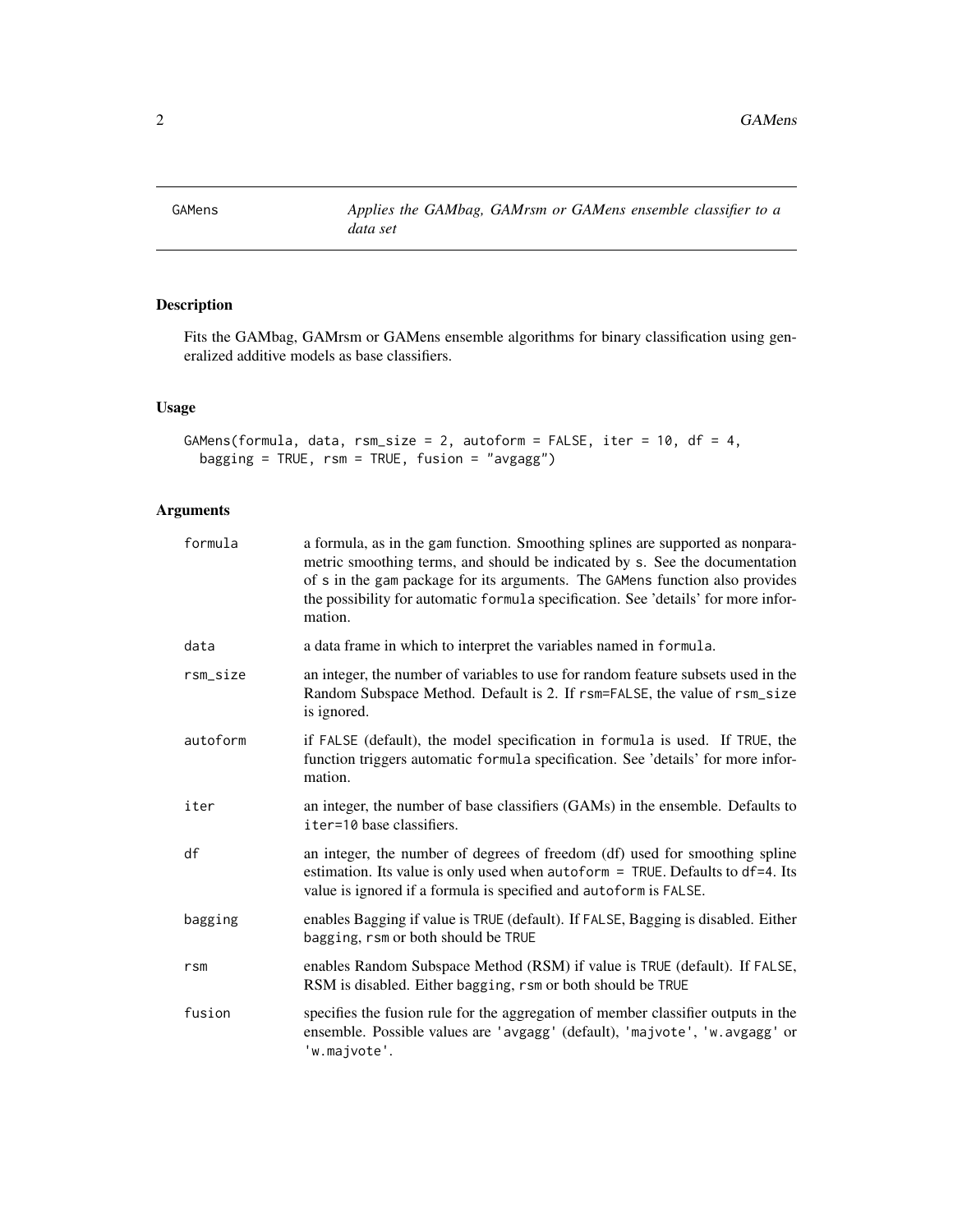# GAMens

*Applies the GAMbag, GAMrsm or GAMens ensemble classifier to a data set*

## Description

Fits the GAMbag, GAMrsm or GAMens ensemble algorithms for binary classification using generalized additive models as base classifiers.

## Usage

```
GAMens(formula, data, rsm_size = 2, autoform = FALSE, iter = 10, df = 4,
  bagging = TRUE, rsm = TRUE, fusion = "avgagg")
```

## Arguments

| Argument | Description |
| --- | --- |
| formula | a formula, as in the gam function. Smoothing splines are supported as nonparametric smoothing terms, and should be indicated by s. See the documentation of s in the gam package for its arguments. The GAMens function also provides the possibility for automatic formula specification. See 'details' for more information. |
| data | a data frame in which to interpret the variables named in formula. |
| rsm_size | an integer, the number of variables to use for random feature subsets used in the Random Subspace Method. Default is 2. If rsm=FALSE, the value of rsm_size is ignored. |
| autoform | if FALSE (default), the model specification in formula is used. If TRUE, the function triggers automatic formula specification. See 'details' for more information. |
| iter | an integer, the number of base classifiers (GAMs) in the ensemble. Defaults to iter=10 base classifiers. |
| df | an integer, the number of degrees of freedom (df) used for smoothing spline estimation. Its value is only used when autoform = TRUE. Defaults to df=4. Its value is ignored if a formula is specified and autoform is FALSE. |
| bagging | enables Bagging if value is TRUE (default). If FALSE, Bagging is disabled. Either bagging, rsm or both should be TRUE |
| rsm | enables Random Subspace Method (RSM) if value is TRUE (default). If FALSE, RSM is disabled. Either bagging, rsm or both should be TRUE |
| fusion | specifies the fusion rule for the aggregation of member classifier outputs in the ensemble. Possible values are 'avgagg' (default), 'majvote', 'w.avgagg' or 'w.majvote'. |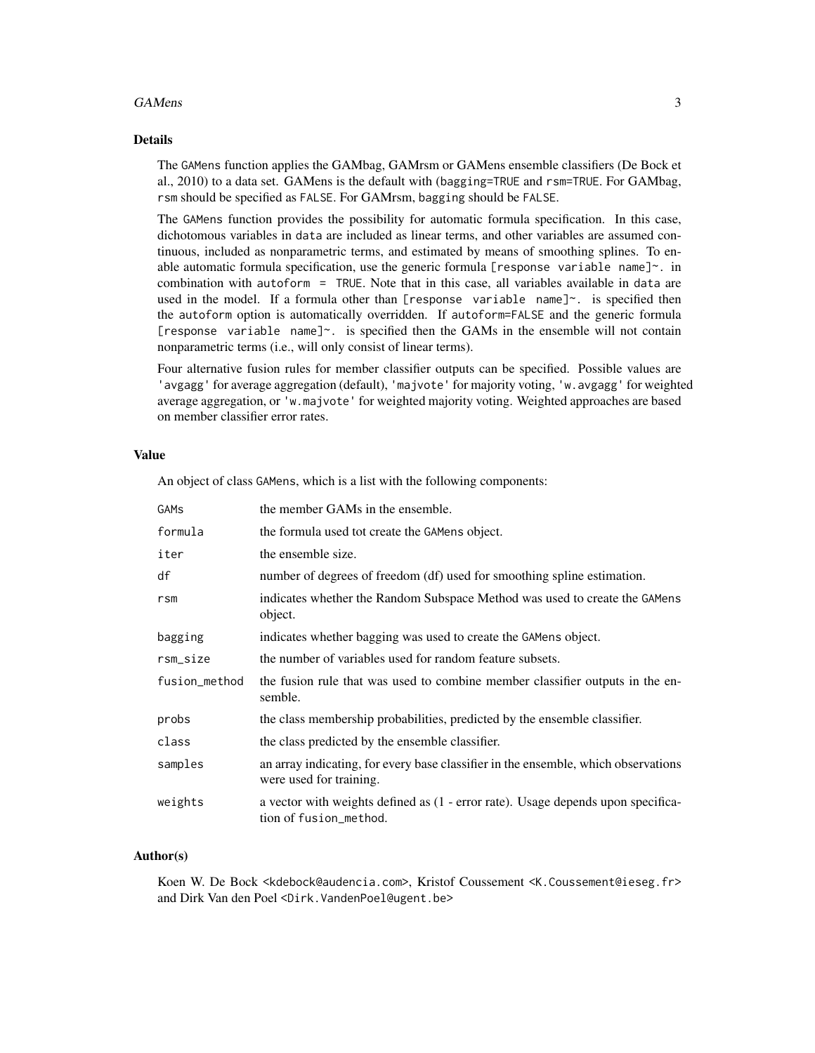## Details

The GAMens function applies the GAMbag, GAMrsm or GAMens ensemble classifiers (De Bock et al., 2010) to a data set. GAMens is the default with (bagging=TRUE and rsm=TRUE. For GAMbag, rsm should be specified as FALSE. For GAMrsm, bagging should be FALSE.

The GAMens function provides the possibility for automatic formula specification. In this case, dichotomous variables in data are included as linear terms, and other variables are assumed continuous, included as nonparametric terms, and estimated by means of smoothing splines. To enable automatic formula specification, use the generic formula [response variable name]~. in combination with autoform = TRUE. Note that in this case, all variables available in data are used in the model. If a formula other than [response variable name]~. is specified then the autoform option is automatically overridden. If autoform=FALSE and the generic formula [response variable name]~. is specified then the GAMs in the ensemble will not contain nonparametric terms (i.e., will only consist of linear terms).

Four alternative fusion rules for member classifier outputs can be specified. Possible values are 'avgagg' for average aggregation (default), 'majvote' for majority voting, 'w.avgagg' for weighted average aggregation, or 'w.majvote' for weighted majority voting. Weighted approaches are based on member classifier error rates.

## Value

An object of class GAMens, which is a list with the following components:

| | |
|---|---|
| GAMs | the member GAMs in the ensemble. |
| formula | the formula used tot create the GAMens object. |
| iter | the ensemble size. |
| df | number of degrees of freedom (df) used for smoothing spline estimation. |
| rsm | indicates whether the Random Subspace Method was used to create the GAMens object. |
| bagging | indicates whether bagging was used to create the GAMens object. |
| rsm_size | the number of variables used for random feature subsets. |
| fusion_method | the fusion rule that was used to combine member classifier outputs in the ensemble. |
| probs | the class membership probabilities, predicted by the ensemble classifier. |
| class | the class predicted by the ensemble classifier. |
| samples | an array indicating, for every base classifier in the ensemble, which observations were used for training. |
| weights | a vector with weights defined as (1 - error rate). Usage depends upon specification of fusion_method. |

## Author(s)

Koen W. De Bock <kdebock@audencia.com>, Kristof Coussement <K.Coussement@ieseg.fr> and Dirk Van den Poel <Dirk.VandenPoel@ugent.be>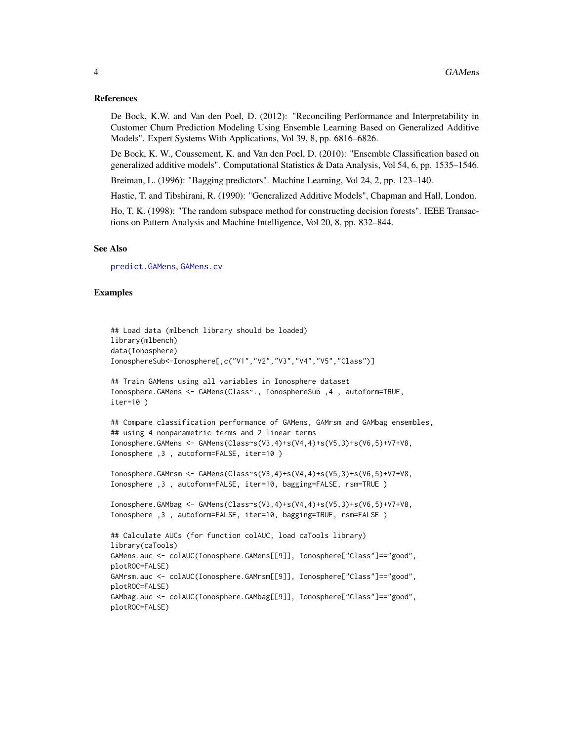### References

De Bock, K.W. and Van den Poel, D. (2012): "Reconciling Performance and Interpretability in Customer Churn Prediction Modeling Using Ensemble Learning Based on Generalized Additive Models". Expert Systems With Applications, Vol 39, 8, pp. 6816–6826.

De Bock, K. W., Coussement, K. and Van den Poel, D. (2010): "Ensemble Classification based on generalized additive models". Computational Statistics & Data Analysis, Vol 54, 6, pp. 1535–1546.

Breiman, L. (1996): "Bagging predictors". Machine Learning, Vol 24, 2, pp. 123–140.

Hastie, T. and Tibshirani, R. (1990): "Generalized Additive Models", Chapman and Hall, London.

Ho, T. K. (1998): "The random subspace method for constructing decision forests". IEEE Transactions on Pattern Analysis and Machine Intelligence, Vol 20, 8, pp. 832–844.

### See Also

predict.GAMens, GAMens.cv

### Examples

```
## Load data (mlbench library should be loaded)
library(mlbench)
data(Ionosphere)
IonosphereSub<-Ionosphere[,c("V1","V2","V3","V4","V5","Class")]

## Train GAMens using all variables in Ionosphere dataset
Ionosphere.GAMens <- GAMens(Class~., IonosphereSub ,4 , autoform=TRUE,
iter=10 )

## Compare classification performance of GAMens, GAMrsm and GAMbag ensembles,
## using 4 nonparametric terms and 2 linear terms
Ionosphere.GAMens <- GAMens(Class~s(V3,4)+s(V4,4)+s(V5,3)+s(V6,5)+V7+V8,
Ionosphere ,3 , autoform=FALSE, iter=10 )

Ionosphere.GAMrsm <- GAMens(Class~s(V3,4)+s(V4,4)+s(V5,3)+s(V6,5)+V7+V8,
Ionosphere ,3 , autoform=FALSE, iter=10, bagging=FALSE, rsm=TRUE )

Ionosphere.GAMbag <- GAMens(Class~s(V3,4)+s(V4,4)+s(V5,3)+s(V6,5)+V7+V8,
Ionosphere ,3 , autoform=FALSE, iter=10, bagging=TRUE, rsm=FALSE )

## Calculate AUCs (for function colAUC, load caTools library)
library(caTools)
GAMens.auc <- colAUC(Ionosphere.GAMens[[9]], Ionosphere["Class"]=="good",
plotROC=FALSE)
GAMrsm.auc <- colAUC(Ionosphere.GAMrsm[[9]], Ionosphere["Class"]=="good",
plotROC=FALSE)
GAMbag.auc <- colAUC(Ionosphere.GAMbag[[9]], Ionosphere["Class"]=="good",
plotROC=FALSE)
```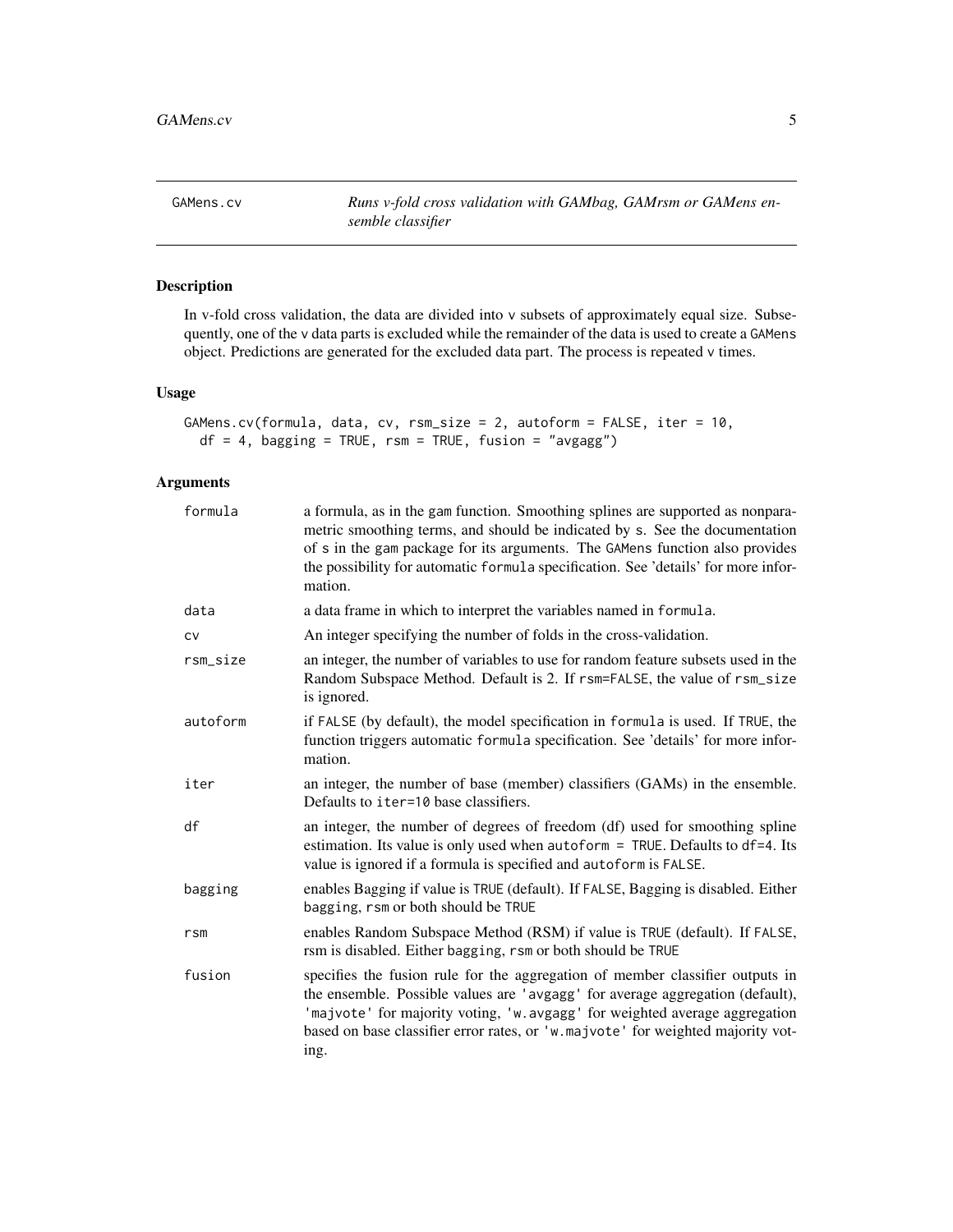GAMens.cv — *Runs v-fold cross validation with GAMbag, GAMrsm or GAMens ensemble classifier*

## Description

In v-fold cross validation, the data are divided into v subsets of approximately equal size. Subsequently, one of the v data parts is excluded while the remainder of the data is used to create a GAMens object. Predictions are generated for the excluded data part. The process is repeated v times.

## Usage

```
GAMens.cv(formula, data, cv, rsm_size = 2, autoform = FALSE, iter = 10,
  df = 4, bagging = TRUE, rsm = TRUE, fusion = "avgagg")
```

## Arguments

| | |
|---|---|
| formula | a formula, as in the gam function. Smoothing splines are supported as nonparametric smoothing terms, and should be indicated by s. See the documentation of s in the gam package for its arguments. The GAMens function also provides the possibility for automatic formula specification. See 'details' for more information. |
| data | a data frame in which to interpret the variables named in formula. |
| cv | An integer specifying the number of folds in the cross-validation. |
| rsm_size | an integer, the number of variables to use for random feature subsets used in the Random Subspace Method. Default is 2. If rsm=FALSE, the value of rsm_size is ignored. |
| autoform | if FALSE (by default), the model specification in formula is used. If TRUE, the function triggers automatic formula specification. See 'details' for more information. |
| iter | an integer, the number of base (member) classifiers (GAMs) in the ensemble. Defaults to iter=10 base classifiers. |
| df | an integer, the number of degrees of freedom (df) used for smoothing spline estimation. Its value is only used when autoform = TRUE. Defaults to df=4. Its value is ignored if a formula is specified and autoform is FALSE. |
| bagging | enables Bagging if value is TRUE (default). If FALSE, Bagging is disabled. Either bagging, rsm or both should be TRUE |
| rsm | enables Random Subspace Method (RSM) if value is TRUE (default). If FALSE, rsm is disabled. Either bagging, rsm or both should be TRUE |
| fusion | specifies the fusion rule for the aggregation of member classifier outputs in the ensemble. Possible values are 'avgagg' for average aggregation (default), 'majvote' for majority voting, 'w.avgagg' for weighted average aggregation based on base classifier error rates, or 'w.majvote' for weighted majority voting. |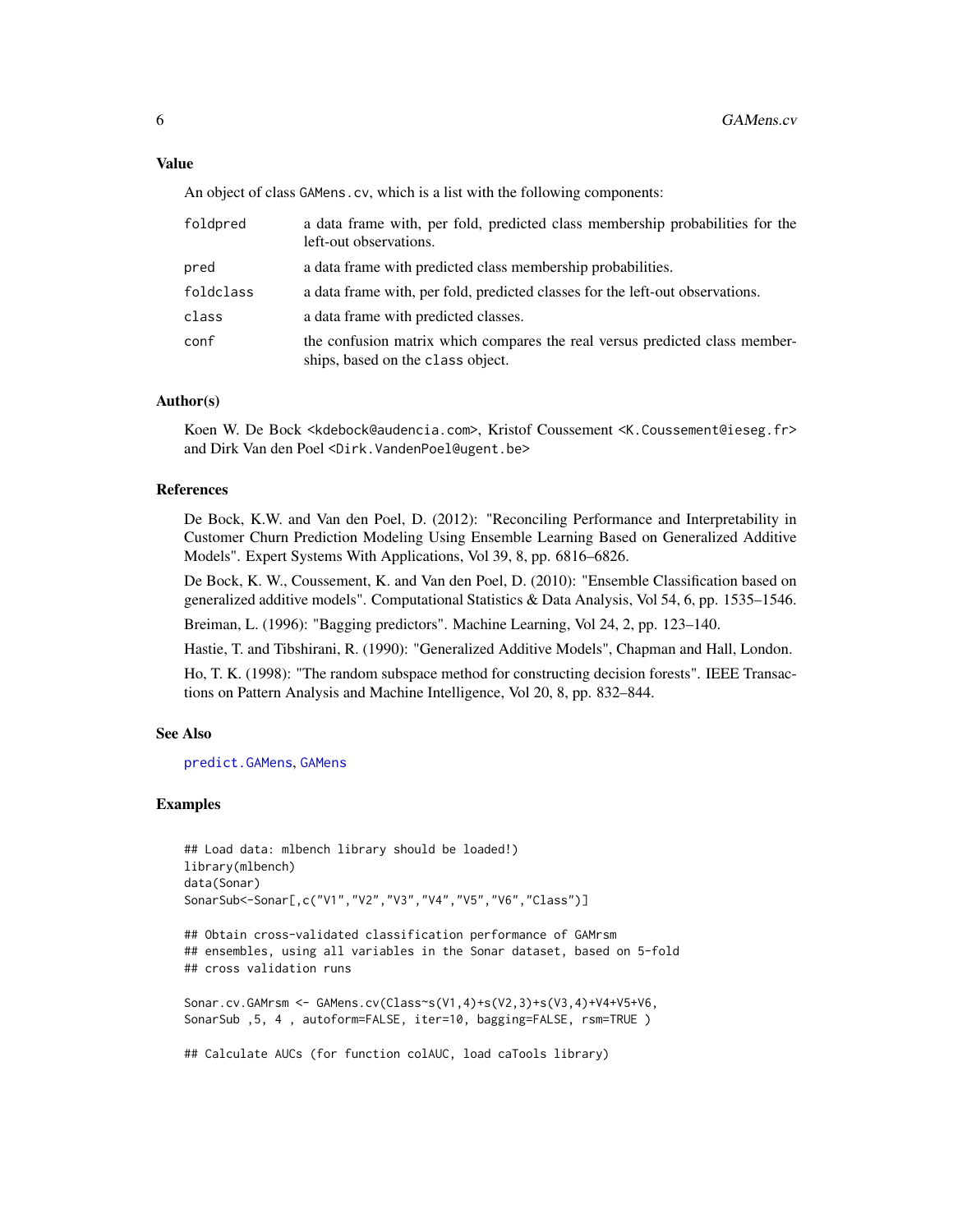## Value

An object of class `GAMens.cv`, which is a list with the following components:

| | |
|---|---|
| `foldpred` | a data frame with, per fold, predicted class membership probabilities for the left-out observations. |
| `pred` | a data frame with predicted class membership probabilities. |
| `foldclass` | a data frame with, per fold, predicted classes for the left-out observations. |
| `class` | a data frame with predicted classes. |
| `conf` | the confusion matrix which compares the real versus predicted class memberships, based on the `class` object. |

## Author(s)

Koen W. De Bock <kdebock@audencia.com>, Kristof Coussement <K.Coussement@ieseg.fr> and Dirk Van den Poel <Dirk.VandenPoel@ugent.be>

## References

De Bock, K.W. and Van den Poel, D. (2012): "Reconciling Performance and Interpretability in Customer Churn Prediction Modeling Using Ensemble Learning Based on Generalized Additive Models". Expert Systems With Applications, Vol 39, 8, pp. 6816–6826.

De Bock, K. W., Coussement, K. and Van den Poel, D. (2010): "Ensemble Classification based on generalized additive models". Computational Statistics & Data Analysis, Vol 54, 6, pp. 1535–1546.

Breiman, L. (1996): "Bagging predictors". Machine Learning, Vol 24, 2, pp. 123–140.

Hastie, T. and Tibshirani, R. (1990): "Generalized Additive Models", Chapman and Hall, London.

Ho, T. K. (1998): "The random subspace method for constructing decision forests". IEEE Transactions on Pattern Analysis and Machine Intelligence, Vol 20, 8, pp. 832–844.

## See Also

`predict.GAMens`, `GAMens`

## Examples

```
## Load data: mlbench library should be loaded!)
library(mlbench)
data(Sonar)
SonarSub<-Sonar[,c("V1","V2","V3","V4","V5","V6","Class")]

## Obtain cross-validated classification performance of GAMrsm
## ensembles, using all variables in the Sonar dataset, based on 5-fold
## cross validation runs

Sonar.cv.GAMrsm <- GAMens.cv(Class~s(V1,4)+s(V2,3)+s(V3,4)+V4+V5+V6,
SonarSub ,5, 4 , autoform=FALSE, iter=10, bagging=FALSE, rsm=TRUE )

## Calculate AUCs (for function colAUC, load caTools library)
```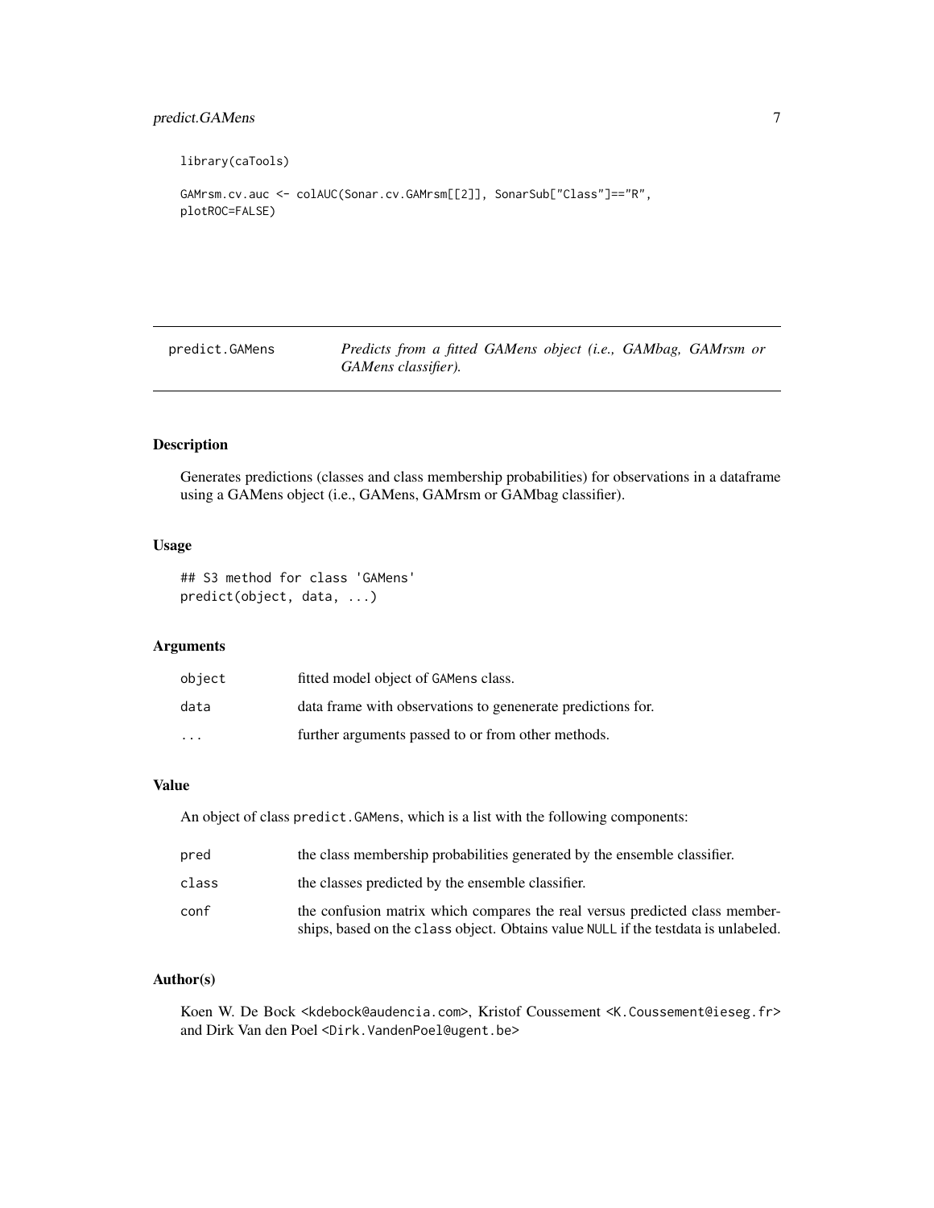```
library(caTools)

GAMrsm.cv.auc <- colAUC(Sonar.cv.GAMrsm[[2]], SonarSub["Class"]=="R",
plotROC=FALSE)
```

## predict.GAMens

*Predicts from a fitted GAMens object (i.e., GAMbag, GAMrsm or GAMens classifier).*

### Description

Generates predictions (classes and class membership probabilities) for observations in a dataframe using a GAMens object (i.e., GAMens, GAMrsm or GAMbag classifier).

### Usage

```
## S3 method for class 'GAMens'
predict(object, data, ...)
```

### Arguments

| | |
|---|---|
| `object` | fitted model object of `GAMens` class. |
| `data` | data frame with observations to genenerate predictions for. |
| `...` | further arguments passed to or from other methods. |

### Value

An object of class `predict.GAMens`, which is a list with the following components:

| | |
|---|---|
| `pred` | the class membership probabilities generated by the ensemble classifier. |
| `class` | the classes predicted by the ensemble classifier. |
| `conf` | the confusion matrix which compares the real versus predicted class memberships, based on the `class` object. Obtains value `NULL` if the testdata is unlabeled. |

### Author(s)

Koen W. De Bock <kdebock@audencia.com>, Kristof Coussement <K.Coussement@ieseg.fr> and Dirk Van den Poel <Dirk.VandenPoel@ugent.be>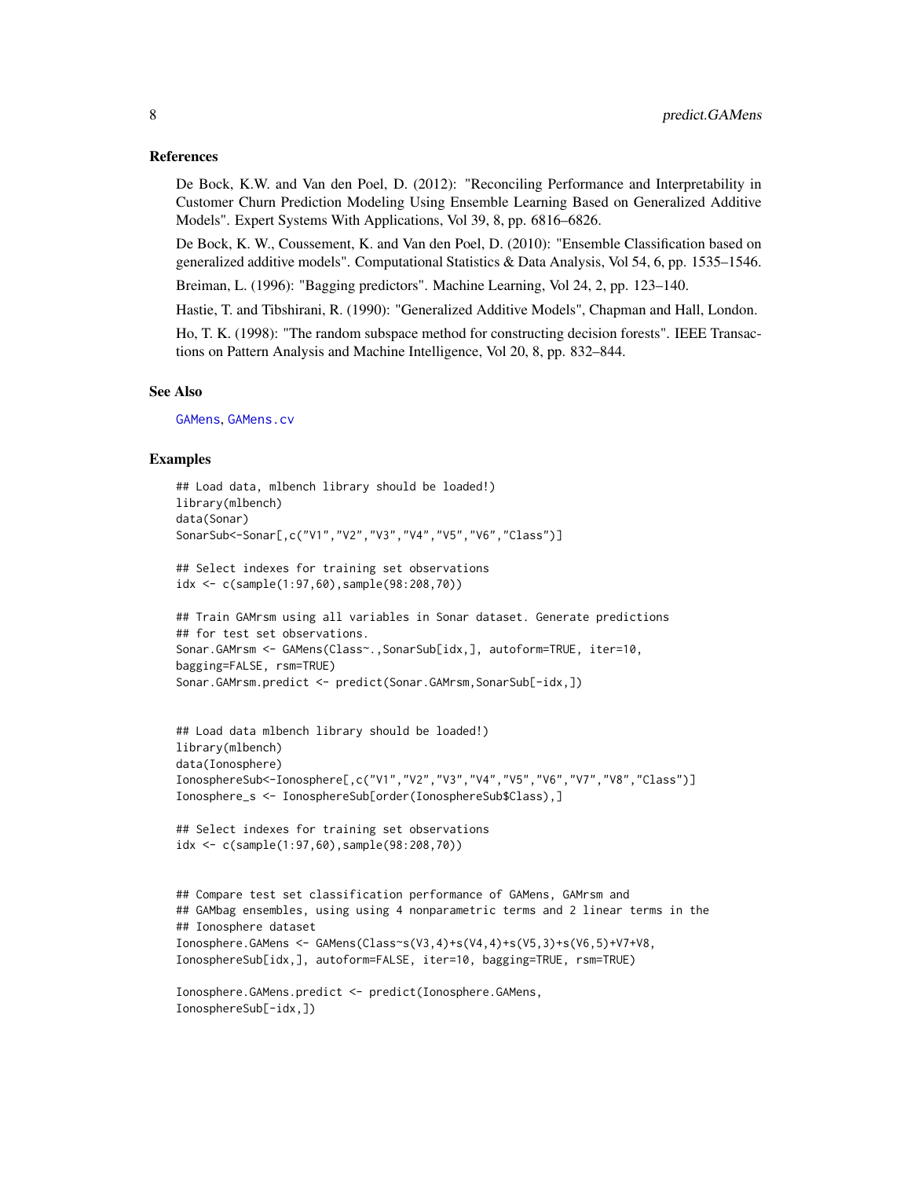### References

De Bock, K.W. and Van den Poel, D. (2012): "Reconciling Performance and Interpretability in Customer Churn Prediction Modeling Using Ensemble Learning Based on Generalized Additive Models". Expert Systems With Applications, Vol 39, 8, pp. 6816–6826.

De Bock, K. W., Coussement, K. and Van den Poel, D. (2010): "Ensemble Classification based on generalized additive models". Computational Statistics & Data Analysis, Vol 54, 6, pp. 1535–1546.

Breiman, L. (1996): "Bagging predictors". Machine Learning, Vol 24, 2, pp. 123–140.

Hastie, T. and Tibshirani, R. (1990): "Generalized Additive Models", Chapman and Hall, London.

Ho, T. K. (1998): "The random subspace method for constructing decision forests". IEEE Transactions on Pattern Analysis and Machine Intelligence, Vol 20, 8, pp. 832–844.

### See Also

GAMens, GAMens.cv

### Examples

```
## Load data, mlbench library should be loaded!)
library(mlbench)
data(Sonar)
SonarSub<-Sonar[,c("V1","V2","V3","V4","V5","V6","Class")]

## Select indexes for training set observations
idx <- c(sample(1:97,60),sample(98:208,70))

## Train GAMrsm using all variables in Sonar dataset. Generate predictions
## for test set observations.
Sonar.GAMrsm <- GAMens(Class~.,SonarSub[idx,], autoform=TRUE, iter=10,
bagging=FALSE, rsm=TRUE)
Sonar.GAMrsm.predict <- predict(Sonar.GAMrsm,SonarSub[-idx,])


## Load data mlbench library should be loaded!)
library(mlbench)
data(Ionosphere)
IonosphereSub<-Ionosphere[,c("V1","V2","V3","V4","V5","V6","V7","V8","Class")]
Ionosphere_s <- IonosphereSub[order(IonosphereSub$Class),]

## Select indexes for training set observations
idx <- c(sample(1:97,60),sample(98:208,70))


## Compare test set classification performance of GAMens, GAMrsm and
## GAMbag ensembles, using using 4 nonparametric terms and 2 linear terms in the
## Ionosphere dataset
Ionosphere.GAMens <- GAMens(Class~s(V3,4)+s(V4,4)+s(V5,3)+s(V6,5)+V7+V8,
IonosphereSub[idx,], autoform=FALSE, iter=10, bagging=TRUE, rsm=TRUE)

Ionosphere.GAMens.predict <- predict(Ionosphere.GAMens,
IonosphereSub[-idx,])
```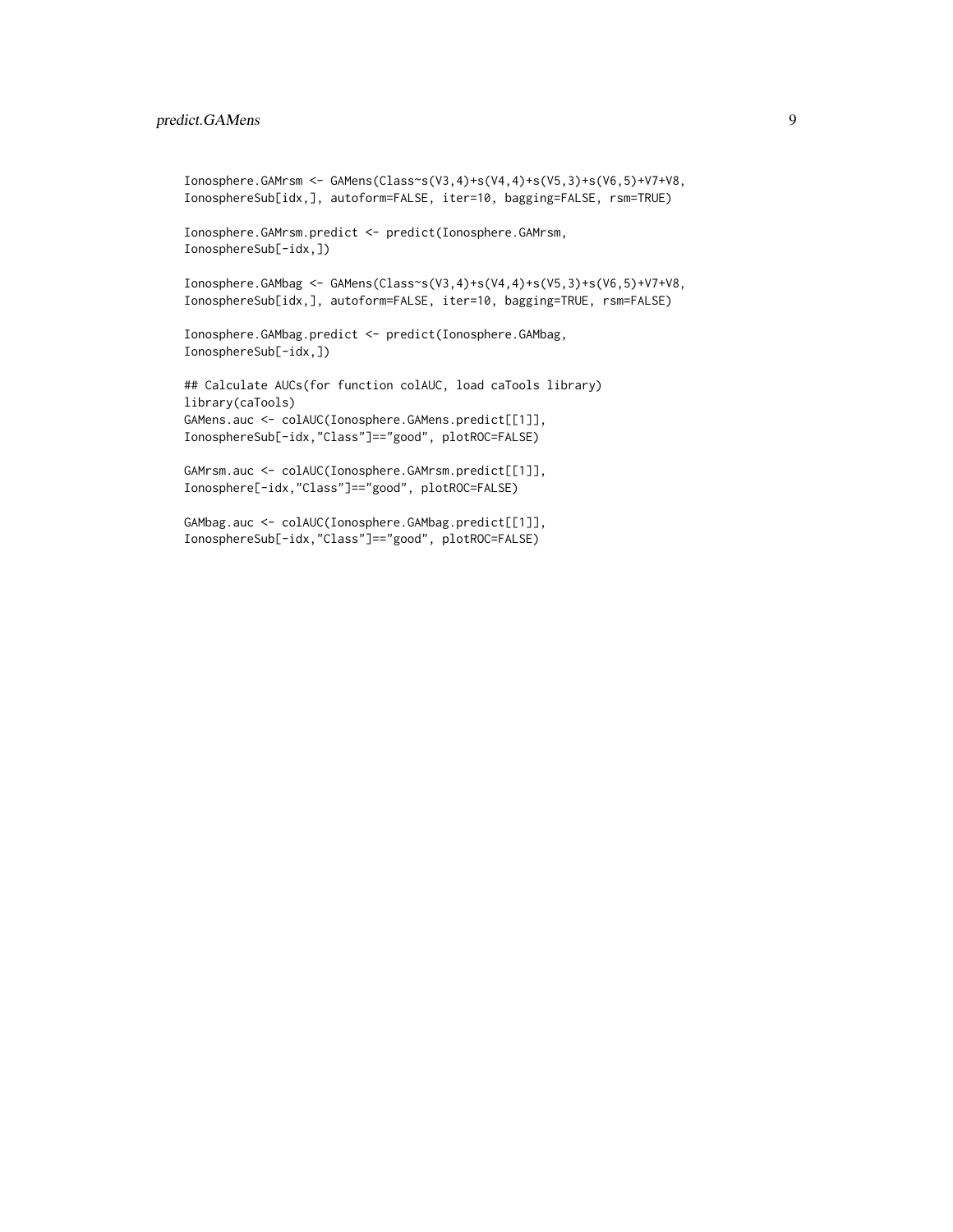```
Ionosphere.GAMrsm <- GAMens(Class~s(V3,4)+s(V4,4)+s(V5,3)+s(V6,5)+V7+V8,
IonosphereSub[idx,], autoform=FALSE, iter=10, bagging=FALSE, rsm=TRUE)

Ionosphere.GAMrsm.predict <- predict(Ionosphere.GAMrsm,
IonosphereSub[-idx,])

Ionosphere.GAMbag <- GAMens(Class~s(V3,4)+s(V4,4)+s(V5,3)+s(V6,5)+V7+V8,
IonosphereSub[idx,], autoform=FALSE, iter=10, bagging=TRUE, rsm=FALSE)

Ionosphere.GAMbag.predict <- predict(Ionosphere.GAMbag,
IonosphereSub[-idx,])

## Calculate AUCs(for function colAUC, load caTools library)
library(caTools)
GAMens.auc <- colAUC(Ionosphere.GAMens.predict[[1]],
IonosphereSub[-idx,"Class"]=="good", plotROC=FALSE)

GAMrsm.auc <- colAUC(Ionosphere.GAMrsm.predict[[1]],
Ionosphere[-idx,"Class"]=="good", plotROC=FALSE)

GAMbag.auc <- colAUC(Ionosphere.GAMbag.predict[[1]],
IonosphereSub[-idx,"Class"]=="good", plotROC=FALSE)
```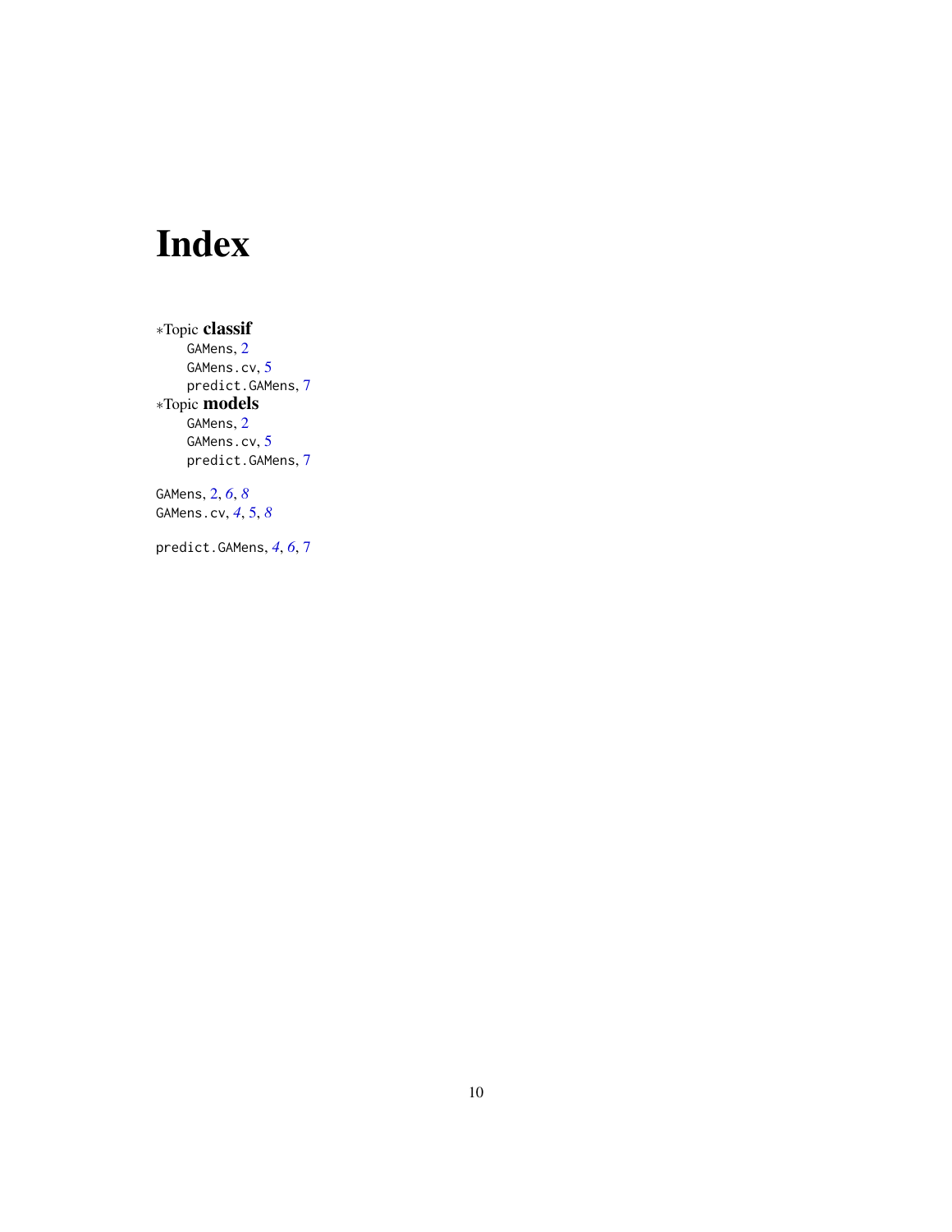# Index

*Topic **classif**
  GAMens, 2
  GAMens.cv, 5
  predict.GAMens, 7
*Topic **models**
  GAMens, 2
  GAMens.cv, 5
  predict.GAMens, 7

GAMens, 2, *6*, *8*
GAMens.cv, *4*, 5, *8*

predict.GAMens, *4*, *6*, 7